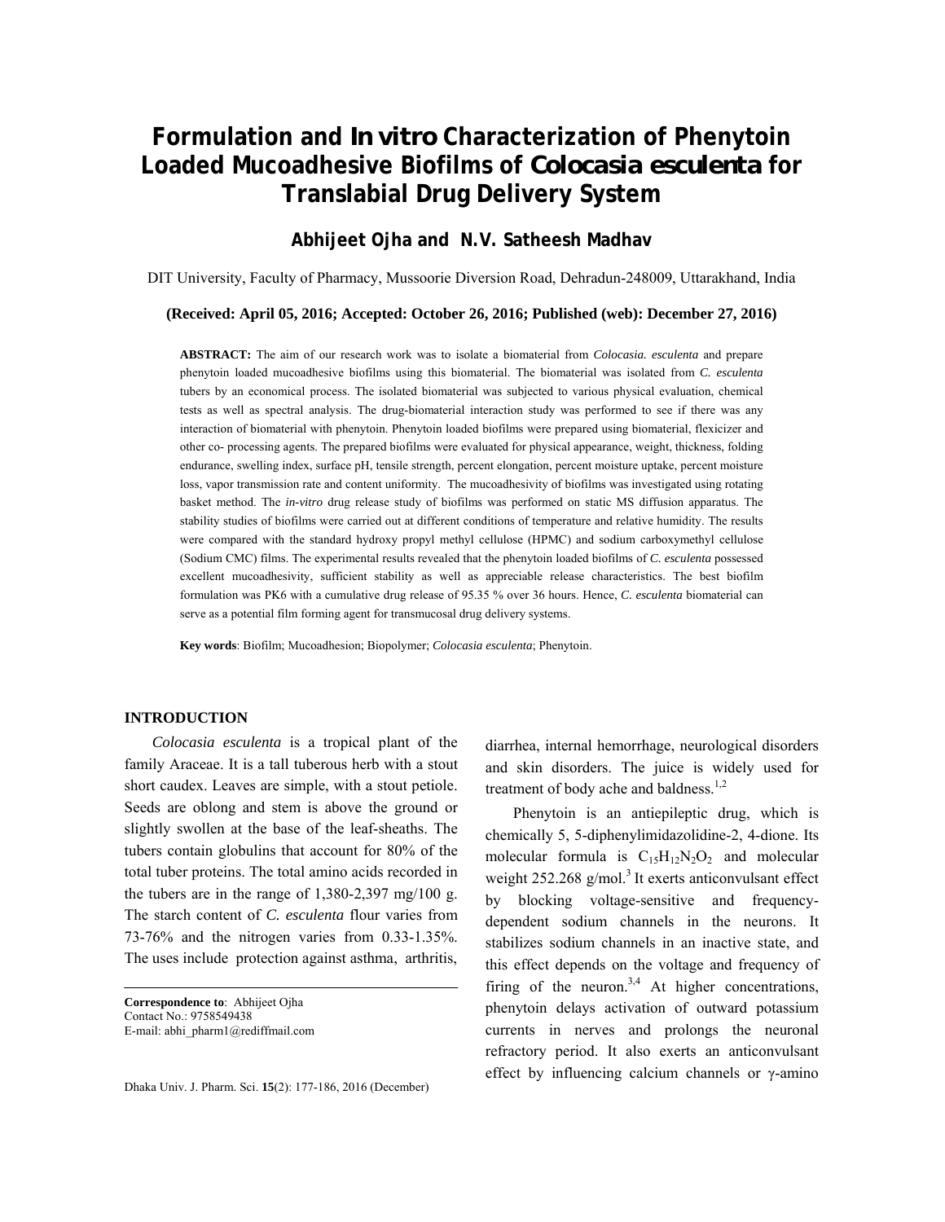# Formulation and *In vitro* Characterization of Phenytoin Loaded Mucoadhesive Biofilms of *Colocasia esculenta* for Translabial Drug Delivery System

**Abhijeet Ojha and N.V. Satheesh Madhav**

DIT University, Faculty of Pharmacy, Mussoorie Diversion Road, Dehradun-248009, Uttarakhand, India

**(Received: April 05, 2016; Accepted: October 26, 2016; Published (web): December 27, 2016)**

**ABSTRACT:** The aim of our research work was to isolate a biomaterial from *Colocasia. esculenta* and prepare phenytoin loaded mucoadhesive biofilms using this biomaterial. The biomaterial was isolated from *C. esculenta* tubers by an economical process. The isolated biomaterial was subjected to various physical evaluation, chemical tests as well as spectral analysis. The drug-biomaterial interaction study was performed to see if there was any interaction of biomaterial with phenytoin. Phenytoin loaded biofilms were prepared using biomaterial, flexicizer and other co- processing agents. The prepared biofilms were evaluated for physical appearance, weight, thickness, folding endurance, swelling index, surface pH, tensile strength, percent elongation, percent moisture uptake, percent moisture loss, vapor transmission rate and content uniformity. The mucoadhesivity of biofilms was investigated using rotating basket method. The *in-vitro* drug release study of biofilms was performed on static MS diffusion apparatus. The stability studies of biofilms were carried out at different conditions of temperature and relative humidity. The results were compared with the standard hydroxy propyl methyl cellulose (HPMC) and sodium carboxymethyl cellulose (Sodium CMC) films. The experimental results revealed that the phenytoin loaded biofilms of *C. esculenta* possessed excellent mucoadhesivity, sufficient stability as well as appreciable release characteristics. The best biofilm formulation was PK6 with a cumulative drug release of 95.35 % over 36 hours. Hence, *C. esculenta* biomaterial can serve as a potential film forming agent for transmucosal drug delivery systems.

**Key words**: Biofilm; Mucoadhesion; Biopolymer; *Colocasia esculenta*; Phenytoin.

## INTRODUCTION

*Colocasia esculenta* is a tropical plant of the family Araceae. It is a tall tuberous herb with a stout short caudex. Leaves are simple, with a stout petiole. Seeds are oblong and stem is above the ground or slightly swollen at the base of the leaf-sheaths. The tubers contain globulins that account for 80% of the total tuber proteins. The total amino acids recorded in the tubers are in the range of 1,380-2,397 mg/100 g. The starch content of *C. esculenta* flour varies from 73-76% and the nitrogen varies from 0.33-1.35%. The uses include protection against asthma, arthritis, diarrhea, internal hemorrhage, neurological disorders and skin disorders. The juice is widely used for treatment of body ache and baldness.[1,2]

Phenytoin is an antiepileptic drug, which is chemically 5, 5-diphenylimidazolidine-2, 4-dione. Its molecular formula is $C_{15}H_{12}N_2O_2$ and molecular weight 252.268 g/mol.[3] It exerts anticonvulsant effect by blocking voltage-sensitive and frequency-dependent sodium channels in the neurons. It stabilizes sodium channels in an inactive state, and this effect depends on the voltage and frequency of firing of the neuron.[3,4] At higher concentrations, phenytoin delays activation of outward potassium currents in nerves and prolongs the neuronal refractory period. It also exerts an anticonvulsant effect by influencing calcium channels or γ-amino

**Correspondence to**: Abhijeet Ojha
Contact No.: 9758549438
E-mail: abhi_pharm1@rediffmail.com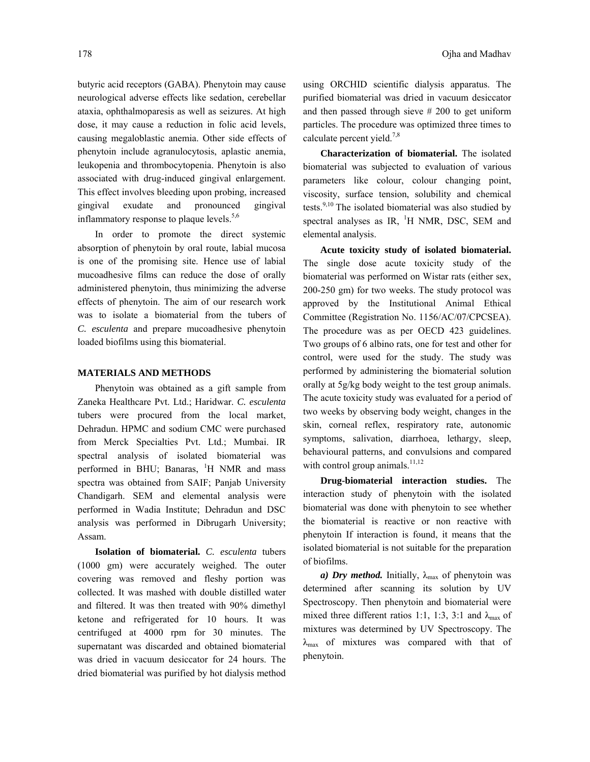butyric acid receptors (GABA). Phenytoin may cause neurological adverse effects like sedation, cerebellar ataxia, ophthalmoparesis as well as seizures. At high dose, it may cause a reduction in folic acid levels, causing megaloblastic anemia. Other side effects of phenytoin include agranulocytosis, aplastic anemia, leukopenia and thrombocytopenia. Phenytoin is also associated with drug-induced gingival enlargement. This effect involves bleeding upon probing, increased gingival exudate and pronounced gingival inflammatory response to plaque levels.[5,6]

In order to promote the direct systemic absorption of phenytoin by oral route, labial mucosa is one of the promising site. Hence use of labial mucoadhesive films can reduce the dose of orally administered phenytoin, thus minimizing the adverse effects of phenytoin. The aim of our research work was to isolate a biomaterial from the tubers of *C. esculenta* and prepare mucoadhesive phenytoin loaded biofilms using this biomaterial.

## MATERIALS AND METHODS

Phenytoin was obtained as a gift sample from Zaneka Healthcare Pvt. Ltd.; Haridwar. *C. esculenta* tubers were procured from the local market, Dehradun. HPMC and sodium CMC were purchased from Merck Specialties Pvt. Ltd.; Mumbai. IR spectral analysis of isolated biomaterial was performed in BHU; Banaras, $^1$H NMR and mass spectra was obtained from SAIF; Panjab University Chandigarh. SEM and elemental analysis were performed in Wadia Institute; Dehradun and DSC analysis was performed in Dibrugarh University; Assam.

**Isolation of biomaterial.** *C. esculenta* tubers (1000 gm) were accurately weighed. The outer covering was removed and fleshy portion was collected. It was mashed with double distilled water and filtered. It was then treated with 90% dimethyl ketone and refrigerated for 10 hours. It was centrifuged at 4000 rpm for 30 minutes. The supernatant was discarded and obtained biomaterial was dried in vacuum desiccator for 24 hours. The dried biomaterial was purified by hot dialysis method using ORCHID scientific dialysis apparatus. The purified biomaterial was dried in vacuum desiccator and then passed through sieve # 200 to get uniform particles. The procedure was optimized three times to calculate percent yield.[7,8]

**Characterization of biomaterial.** The isolated biomaterial was subjected to evaluation of various parameters like colour, colour changing point, viscosity, surface tension, solubility and chemical tests.[9,10] The isolated biomaterial was also studied by spectral analyses as IR, $^1$H NMR, DSC, SEM and elemental analysis.

**Acute toxicity study of isolated biomaterial.** The single dose acute toxicity study of the biomaterial was performed on Wistar rats (either sex, 200-250 gm) for two weeks. The study protocol was approved by the Institutional Animal Ethical Committee (Registration No. 1156/AC/07/CPCSEA). The procedure was as per OECD 423 guidelines. Two groups of 6 albino rats, one for test and other for control, were used for the study. The study was performed by administering the biomaterial solution orally at 5g/kg body weight to the test group animals. The acute toxicity study was evaluated for a period of two weeks by observing body weight, changes in the skin, corneal reflex, respiratory rate, autonomic symptoms, salivation, diarrhoea, lethargy, sleep, behavioural patterns, and convulsions and compared with control group animals.[11,12]

**Drug-biomaterial interaction studies.** The interaction study of phenytoin with the isolated biomaterial was done with phenytoin to see whether the biomaterial is reactive or non reactive with phenytoin If interaction is found, it means that the isolated biomaterial is not suitable for the preparation of biofilms.

***a) Dry method.*** Initially, $\lambda_{max}$ of phenytoin was determined after scanning its solution by UV Spectroscopy. Then phenytoin and biomaterial were mixed three different ratios 1:1, 1:3, 3:1 and $\lambda_{max}$ of mixtures was determined by UV Spectroscopy. The $\lambda_{max}$ of mixtures was compared with that of phenytoin.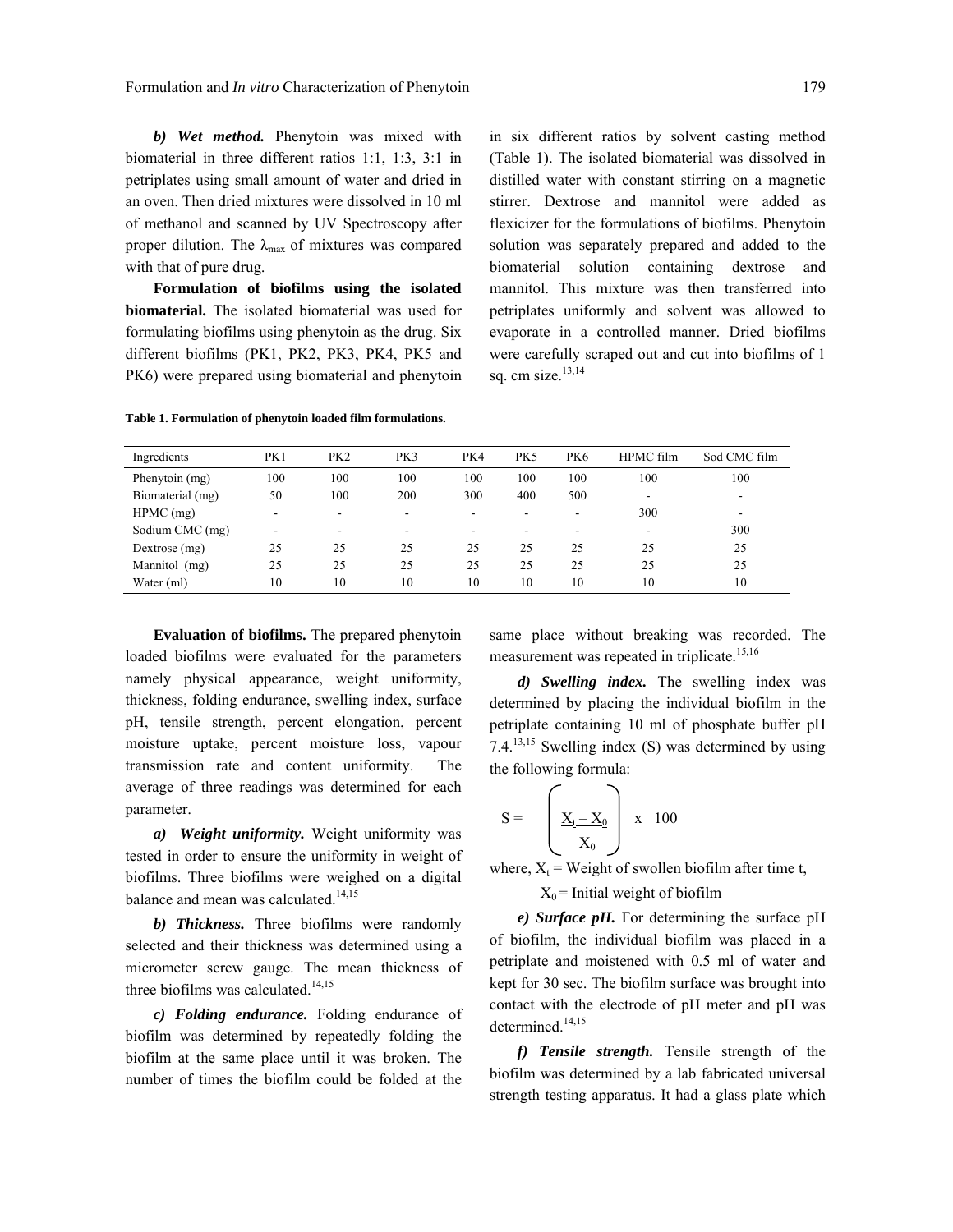***b) Wet method.*** Phenytoin was mixed with biomaterial in three different ratios 1:1, 1:3, 3:1 in petriplates using small amount of water and dried in an oven. Then dried mixtures were dissolved in 10 ml of methanol and scanned by UV Spectroscopy after proper dilution. The $\lambda_{max}$ of mixtures was compared with that of pure drug.

**Formulation of biofilms using the isolated biomaterial.** The isolated biomaterial was used for formulating biofilms using phenytoin as the drug. Six different biofilms (PK1, PK2, PK3, PK4, PK5 and PK6) were prepared using biomaterial and phenytoin in six different ratios by solvent casting method (Table 1). The isolated biomaterial was dissolved in distilled water with constant stirring on a magnetic stirrer. Dextrose and mannitol were added as flexicizer for the formulations of biofilms. Phenytoin solution was separately prepared and added to the biomaterial solution containing dextrose and mannitol. This mixture was then transferred into petriplates uniformly and solvent was allowed to evaporate in a controlled manner. Dried biofilms were carefully scraped out and cut into biofilms of 1 sq. cm size.[13,14]

**Table 1. Formulation of phenytoin loaded film formulations.**

| Ingredients | PK1 | PK2 | PK3 | PK4 | PK5 | PK6 | HPMC film | Sod CMC film |
|---|---|---|---|---|---|---|---|---|
| Phenytoin (mg) | 100 | 100 | 100 | 100 | 100 | 100 | 100 | 100 |
| Biomaterial (mg) | 50 | 100 | 200 | 300 | 400 | 500 | - | - |
| HPMC (mg) | - | - | - | - | - | - | 300 | - |
| Sodium CMC (mg) | - | - | - | - | - | - | - | 300 |
| Dextrose (mg) | 25 | 25 | 25 | 25 | 25 | 25 | 25 | 25 |
| Mannitol (mg) | 25 | 25 | 25 | 25 | 25 | 25 | 25 | 25 |
| Water (ml) | 10 | 10 | 10 | 10 | 10 | 10 | 10 | 10 |

**Evaluation of biofilms.** The prepared phenytoin loaded biofilms were evaluated for the parameters namely physical appearance, weight uniformity, thickness, folding endurance, swelling index, surface pH, tensile strength, percent elongation, percent moisture uptake, percent moisture loss, vapour transmission rate and content uniformity. The average of three readings was determined for each parameter.

***a) Weight uniformity.*** Weight uniformity was tested in order to ensure the uniformity in weight of biofilms. Three biofilms were weighed on a digital balance and mean was calculated.[14,15]

***b) Thickness.*** Three biofilms were randomly selected and their thickness was determined using a micrometer screw gauge. The mean thickness of three biofilms was calculated.[14,15]

***c) Folding endurance.*** Folding endurance of biofilm was determined by repeatedly folding the biofilm at the same place until it was broken. The number of times the biofilm could be folded at the same place without breaking was recorded. The measurement was repeated in triplicate.[15,16]

***d) Swelling index.*** The swelling index was determined by placing the individual biofilm in the petriplate containing 10 ml of phosphate buffer pH 7.4.[13,15] Swelling index (S) was determined by using the following formula:

$$S = \left( \frac{X_t - X_0}{X_0} \right) \times 100$$

where, $X_t$ = Weight of swollen biofilm after time t,

$X_0$ = Initial weight of biofilm

***e) Surface pH.*** For determining the surface pH of biofilm, the individual biofilm was placed in a petriplate and moistened with 0.5 ml of water and kept for 30 sec. The biofilm surface was brought into contact with the electrode of pH meter and pH was determined.[14,15]

***f) Tensile strength.*** Tensile strength of the biofilm was determined by a lab fabricated universal strength testing apparatus. It had a glass plate which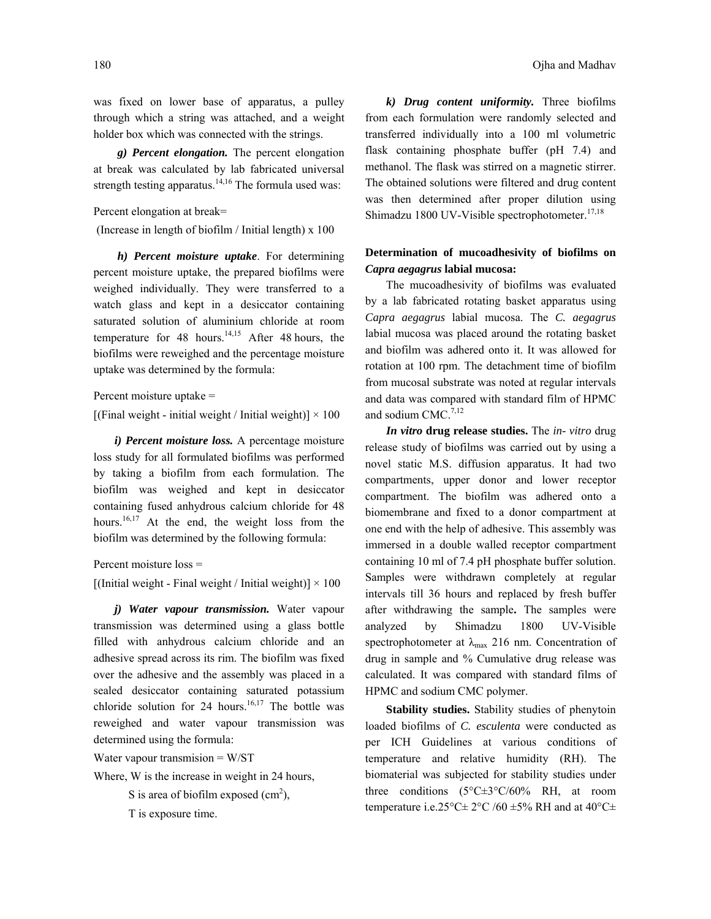was fixed on lower base of apparatus, a pulley through which a string was attached, and a weight holder box which was connected with the strings.

***g) Percent elongation.*** The percent elongation at break was calculated by lab fabricated universal strength testing apparatus.[14,16] The formula used was:

Percent elongation at break=

(Increase in length of biofilm / Initial length) x 100

***h) Percent moisture uptake***. For determining percent moisture uptake, the prepared biofilms were weighed individually. They were transferred to a watch glass and kept in a desiccator containing saturated solution of aluminium chloride at room temperature for 48 hours.[14,15] After 48 hours, the biofilms were reweighed and the percentage moisture uptake was determined by the formula:

Percent moisture uptake =

[(Final weight - initial weight / Initial weight)] × 100

***i) Percent moisture loss.*** A percentage moisture loss study for all formulated biofilms was performed by taking a biofilm from each formulation. The biofilm was weighed and kept in desiccator containing fused anhydrous calcium chloride for 48 hours.[16,17] At the end, the weight loss from the biofilm was determined by the following formula:

Percent moisture loss =

[(Initial weight - Final weight / Initial weight)] × 100

***j) Water vapour transmission.*** Water vapour transmission was determined using a glass bottle filled with anhydrous calcium chloride and an adhesive spread across its rim. The biofilm was fixed over the adhesive and the assembly was placed in a sealed desiccator containing saturated potassium chloride solution for 24 hours.[16,17] The bottle was reweighed and water vapour transmission was determined using the formula:

Water vapour transmision = W/ST

Where, W is the increase in weight in 24 hours,

S is area of biofilm exposed ($cm^2$),

T is exposure time.

***k) Drug content uniformity.*** Three biofilms from each formulation were randomly selected and transferred individually into a 100 ml volumetric flask containing phosphate buffer (pH 7.4) and methanol. The flask was stirred on a magnetic stirrer. The obtained solutions were filtered and drug content was then determined after proper dilution using Shimadzu 1800 UV-Visible spectrophotometer.[17,18]

**Determination of mucoadhesivity of biofilms on *Capra aegagrus* labial mucosa:**

The mucoadhesivity of biofilms was evaluated by a lab fabricated rotating basket apparatus using *Capra aegagrus* labial mucosa. The *C. aegagrus* labial mucosa was placed around the rotating basket and biofilm was adhered onto it. It was allowed for rotation at 100 rpm. The detachment time of biofilm from mucosal substrate was noted at regular intervals and data was compared with standard film of HPMC and sodium CMC.[7,12]

***In vitro* drug release studies.** The *in- vitro* drug release study of biofilms was carried out by using a novel static M.S. diffusion apparatus. It had two compartments, upper donor and lower receptor compartment. The biofilm was adhered onto a biomembrane and fixed to a donor compartment at one end with the help of adhesive. This assembly was immersed in a double walled receptor compartment containing 10 ml of 7.4 pH phosphate buffer solution. Samples were withdrawn completely at regular intervals till 36 hours and replaced by fresh buffer after withdrawing the sample**.** The samples were analyzed by Shimadzu 1800 UV-Visible spectrophotometer at $\lambda_{max}$ 216 nm. Concentration of drug in sample and % Cumulative drug release was calculated. It was compared with standard films of HPMC and sodium CMC polymer.

**Stability studies.** Stability studies of phenytoin loaded biofilms of *C. esculenta* were conducted as per ICH Guidelines at various conditions of temperature and relative humidity (RH). The biomaterial was subjected for stability studies under three conditions (5°C±3°C/60% RH, at room temperature i.e.25°C± 2°C /60 ±5% RH and at 40°C±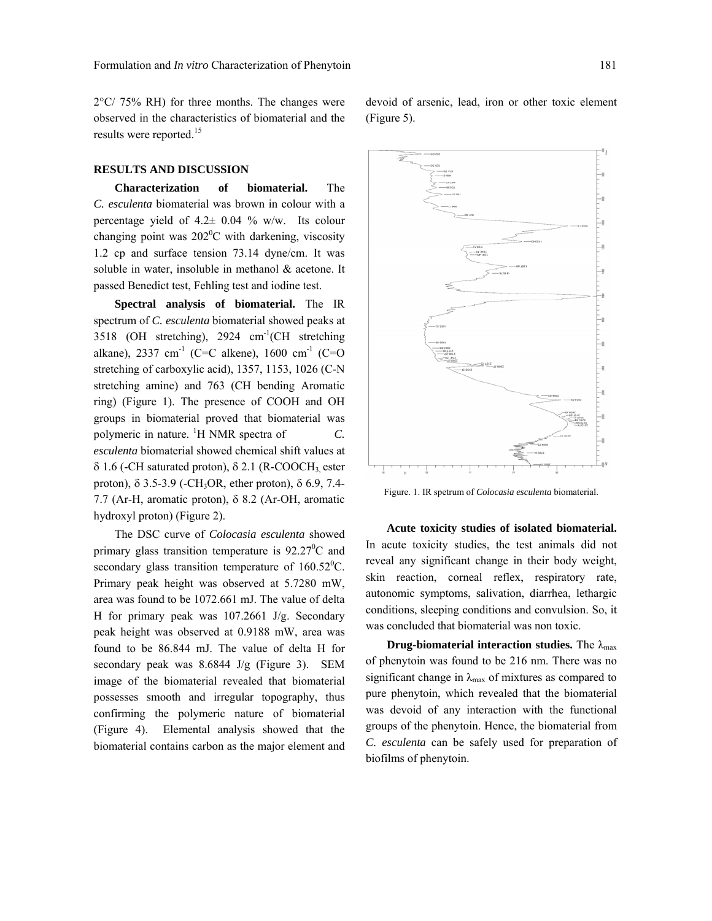2°C/ 75% RH) for three months. The changes were observed in the characteristics of biomaterial and the results were reported.[15]

## RESULTS AND DISCUSSION

**Characterization of biomaterial.** The *C. esculenta* biomaterial was brown in colour with a percentage yield of 4.2± 0.04 % w/w. Its colour changing point was 202$^0$C with darkening, viscosity 1.2 cp and surface tension 73.14 dyne/cm. It was soluble in water, insoluble in methanol & acetone. It passed Benedict test, Fehling test and iodine test.

**Spectral analysis of biomaterial.** The IR spectrum of *C. esculenta* biomaterial showed peaks at 3518 (OH stretching), 2924 cm$^{-1}$(CH stretching alkane), 2337 cm$^{-1}$ (C=C alkene), 1600 cm$^{-1}$ (C=O stretching of carboxylic acid), 1357, 1153, 1026 (C-N stretching amine) and 763 (CH bending Aromatic ring) (Figure 1). The presence of COOH and OH groups in biomaterial proved that biomaterial was polymeric in nature. $^1$H NMR spectra of *C. esculenta* biomaterial showed chemical shift values at δ 1.6 (-CH saturated proton), δ 2.1 (R-$COOCH_3$, ester proton), δ 3.5-3.9 (-$CH_3$OR, ether proton), δ 6.9, 7.4-7.7 (Ar-H, aromatic proton), δ 8.2 (Ar-OH, aromatic hydroxyl proton) (Figure 2).

The DSC curve of *Colocasia esculenta* showed primary glass transition temperature is 92.27$^0$C and secondary glass transition temperature of 160.52$^0$C. Primary peak height was observed at 5.7280 mW, area was found to be 1072.661 mJ. The value of delta H for primary peak was 107.2661 J/g. Secondary peak height was observed at 0.9188 mW, area was found to be 86.844 mJ. The value of delta H for secondary peak was 8.6844 J/g (Figure 3). SEM image of the biomaterial revealed that biomaterial possesses smooth and irregular topography, thus confirming the polymeric nature of biomaterial (Figure 4). Elemental analysis showed that the biomaterial contains carbon as the major element and devoid of arsenic, lead, iron or other toxic element (Figure 5).

Figure. 1. IR spetrum of *Colocasia esculenta* biomaterial.

**Acute toxicity studies of isolated biomaterial.** In acute toxicity studies, the test animals did not reveal any significant change in their body weight, skin reaction, corneal reflex, respiratory rate, autonomic symptoms, salivation, diarrhea, lethargic conditions, sleeping conditions and convulsion. So, it was concluded that biomaterial was non toxic.

**Drug-biomaterial interaction studies.** The $\lambda_{max}$ of phenytoin was found to be 216 nm. There was no significant change in $\lambda_{max}$ of mixtures as compared to pure phenytoin, which revealed that the biomaterial was devoid of any interaction with the functional groups of the phenytoin. Hence, the biomaterial from *C. esculenta* can be safely used for preparation of biofilms of phenytoin.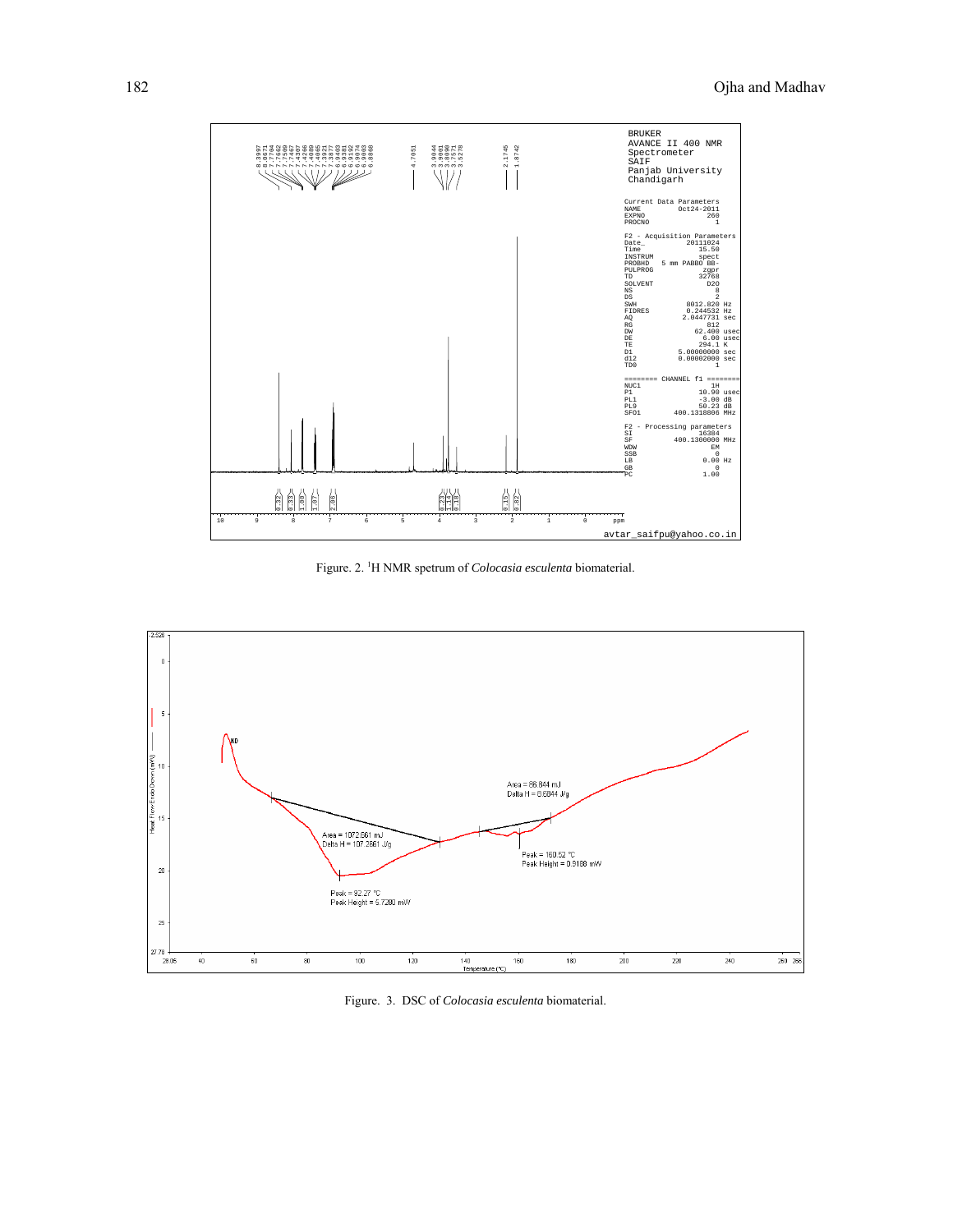Figure. 2. [1]H NMR spetrum of *Colocasia esculenta* biomaterial.

Figure. 3. DSC of *Colocasia esculenta* biomaterial.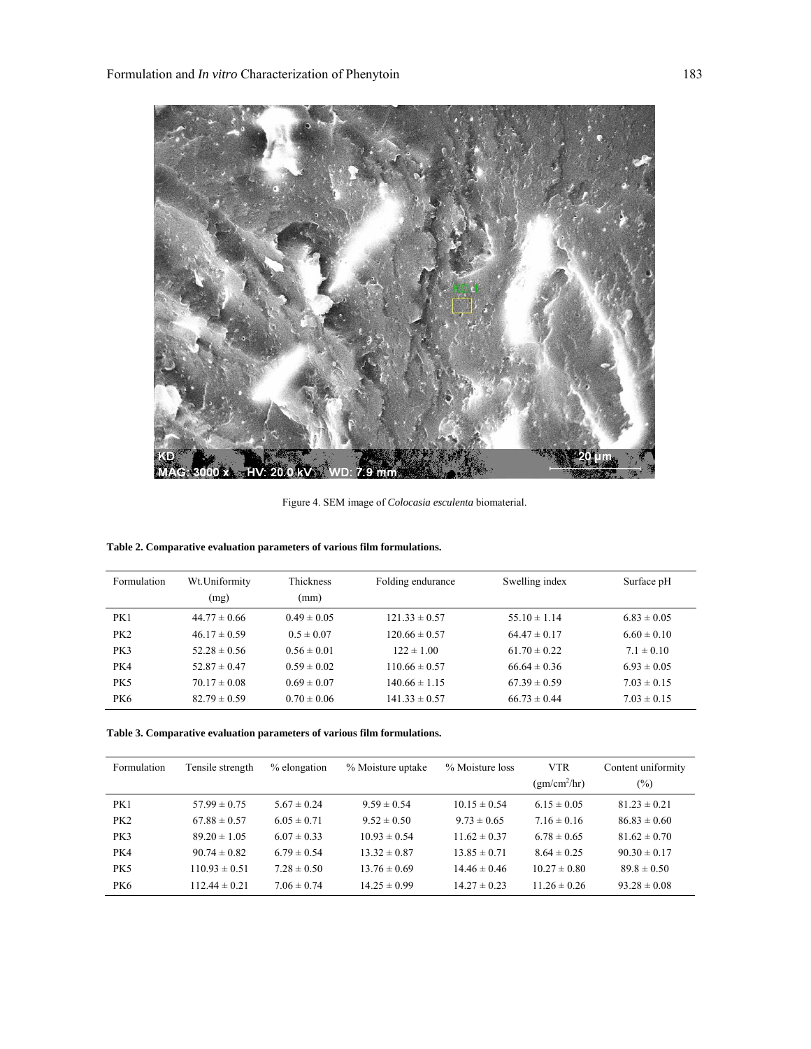Figure 4. SEM image of *Colocasia esculenta* biomaterial.

**Table 2. Comparative evaluation parameters of various film formulations.**

| Formulation | Wt.Uniformity (mg) | Thickness (mm) | Folding endurance | Swelling index | Surface pH |
|---|---|---|---|---|---|
| PK1 | 44.77 ± 0.66 | 0.49 ± 0.05 | 121.33 ± 0.57 | 55.10 ± 1.14 | 6.83 ± 0.05 |
| PK2 | 46.17 ± 0.59 | 0.5 ± 0.07 | 120.66 ± 0.57 | 64.47 ± 0.17 | 6.60 ± 0.10 |
| PK3 | 52.28 ± 0.56 | 0.56 ± 0.01 | 122 ± 1.00 | 61.70 ± 0.22 | 7.1 ± 0.10 |
| PK4 | 52.87 ± 0.47 | 0.59 ± 0.02 | 110.66 ± 0.57 | 66.64 ± 0.36 | 6.93 ± 0.05 |
| PK5 | 70.17 ± 0.08 | 0.69 ± 0.07 | 140.66 ± 1.15 | 67.39 ± 0.59 | 7.03 ± 0.15 |
| PK6 | 82.79 ± 0.59 | 0.70 ± 0.06 | 141.33 ± 0.57 | 66.73 ± 0.44 | 7.03 ± 0.15 |

**Table 3. Comparative evaluation parameters of various film formulations.**

| Formulation | Tensile strength | % elongation | % Moisture uptake | % Moisture loss | VTR ($gm/cm^2/hr$) | Content uniformity (%) |
|---|---|---|---|---|---|---|
| PK1 | 57.99 ± 0.75 | 5.67 ± 0.24 | 9.59 ± 0.54 | 10.15 ± 0.54 | 6.15 ± 0.05 | 81.23 ± 0.21 |
| PK2 | 67.88 ± 0.57 | 6.05 ± 0.71 | 9.52 ± 0.50 | 9.73 ± 0.65 | 7.16 ± 0.16 | 86.83 ± 0.60 |
| PK3 | 89.20 ± 1.05 | 6.07 ± 0.33 | 10.93 ± 0.54 | 11.62 ± 0.37 | 6.78 ± 0.65 | 81.62 ± 0.70 |
| PK4 | 90.74 ± 0.82 | 6.79 ± 0.54 | 13.32 ± 0.87 | 13.85 ± 0.71 | 8.64 ± 0.25 | 90.30 ± 0.17 |
| PK5 | 110.93 ± 0.51 | 7.28 ± 0.50 | 13.76 ± 0.69 | 14.46 ± 0.46 | 10.27 ± 0.80 | 89.8 ± 0.50 |
| PK6 | 112.44 ± 0.21 | 7.06 ± 0.74 | 14.25 ± 0.99 | 14.27 ± 0.23 | 11.26 ± 0.26 | 93.28 ± 0.08 |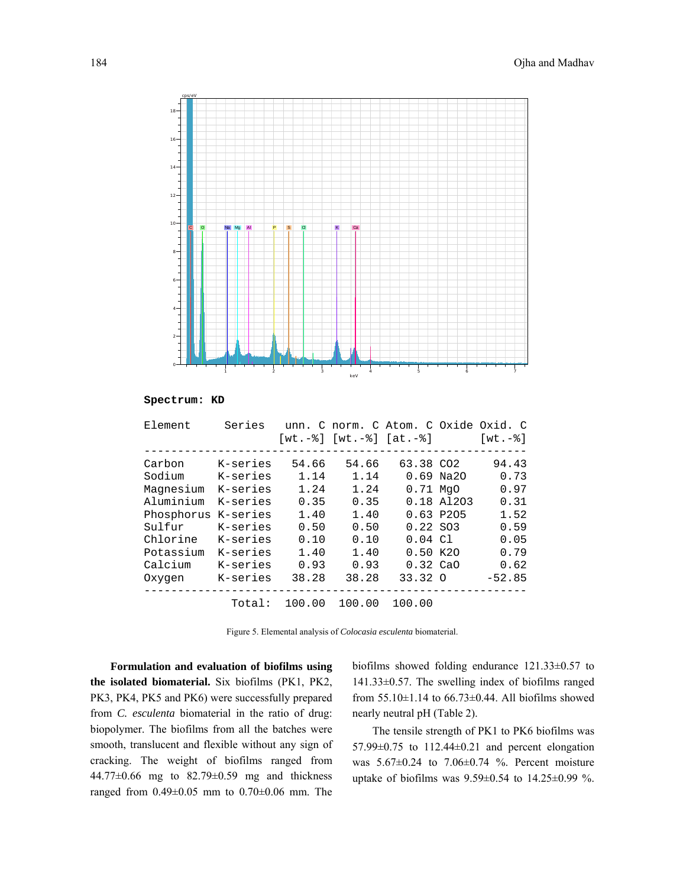**Spectrum: KD**

| Element | Series | unn. C [wt.-%] | norm. C [wt.-%] | Atom. C [at.-%] | Oxide | Oxid. C [wt.-%] |
|---|---|---|---|---|---|---|
| Carbon | K-series | 54.66 | 54.66 | 63.38 | CO2 | 94.43 |
| Sodium | K-series | 1.14 | 1.14 | 0.69 | Na2O | 0.73 |
| Magnesium | K-series | 1.24 | 1.24 | 0.71 | MgO | 0.97 |
| Aluminium | K-series | 0.35 | 0.35 | 0.18 | Al2O3 | 0.31 |
| Phosphorus | K-series | 1.40 | 1.40 | 0.63 | P2O5 | 1.52 |
| Sulfur | K-series | 0.50 | 0.50 | 0.22 | SO3 | 0.59 |
| Chlorine | K-series | 0.10 | 0.10 | 0.04 | Cl | 0.05 |
| Potassium | K-series | 1.40 | 1.40 | 0.50 | K2O | 0.79 |
| Calcium | K-series | 0.93 | 0.93 | 0.32 | CaO | 0.62 |
| Oxygen | K-series | 38.28 | 38.28 | 33.32 | O | -52.85 |
| | Total: | 100.00 | 100.00 | 100.00 | | |

Figure 5. Elemental analysis of *Colocasia esculenta* biomaterial.

**Formulation and evaluation of biofilms using the isolated biomaterial.** Six biofilms (PK1, PK2, PK3, PK4, PK5 and PK6) were successfully prepared from *C. esculenta* biomaterial in the ratio of drug: biopolymer. The biofilms from all the batches were smooth, translucent and flexible without any sign of cracking. The weight of biofilms ranged from 44.77±0.66 mg to 82.79±0.59 mg and thickness ranged from 0.49±0.05 mm to 0.70±0.06 mm. The biofilms showed folding endurance 121.33±0.57 to 141.33±0.57. The swelling index of biofilms ranged from 55.10±1.14 to 66.73±0.44. All biofilms showed nearly neutral pH (Table 2).

The tensile strength of PK1 to PK6 biofilms was 57.99±0.75 to 112.44±0.21 and percent elongation was 5.67±0.24 to 7.06±0.74 %. Percent moisture uptake of biofilms was 9.59±0.54 to 14.25±0.99 %.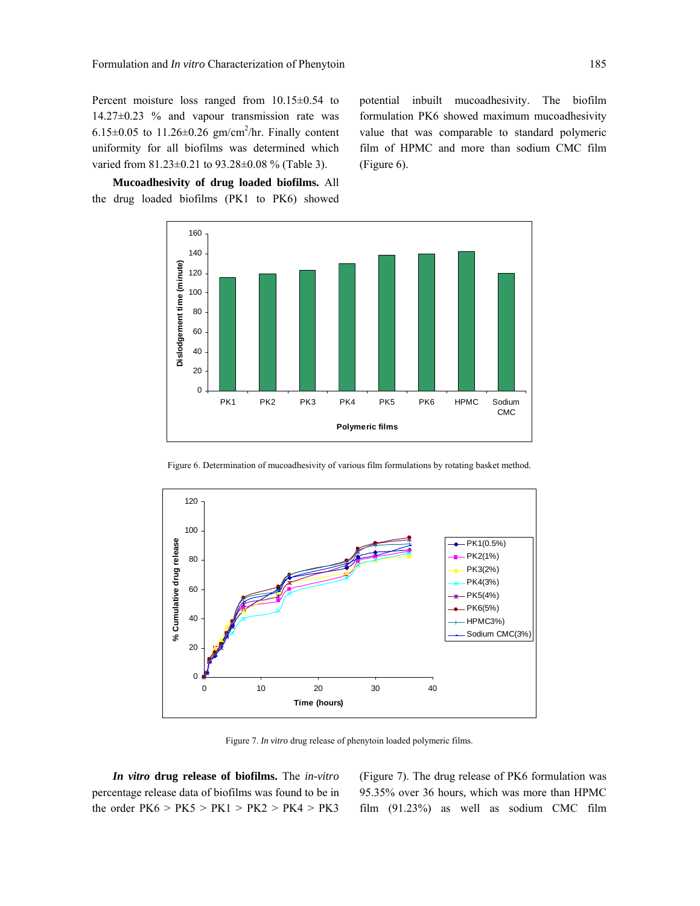Percent moisture loss ranged from 10.15±0.54 to 14.27±0.23 % and vapour transmission rate was 6.15±0.05 to 11.26±0.26 gm/cm$^2$/hr. Finally content uniformity for all biofilms was determined which varied from 81.23±0.21 to 93.28±0.08 % (Table 3).

**Mucoadhesivity of drug loaded biofilms.** All the drug loaded biofilms (PK1 to PK6) showed potential inbuilt mucoadhesivity. The biofilm formulation PK6 showed maximum mucoadhesivity value that was comparable to standard polymeric film of HPMC and more than sodium CMC film (Figure 6).

Figure 6. Determination of mucoadhesivity of various film formulations by rotating basket method.

Figure 7. *In vitro* drug release of phenytoin loaded polymeric films.

***In vitro* drug release of biofilms.** The *in-vitro* percentage release data of biofilms was found to be in the order PK6 > PK5 > PK1 > PK2 > PK4 > PK3 (Figure 7). The drug release of PK6 formulation was 95.35% over 36 hours, which was more than HPMC film (91.23%) as well as sodium CMC film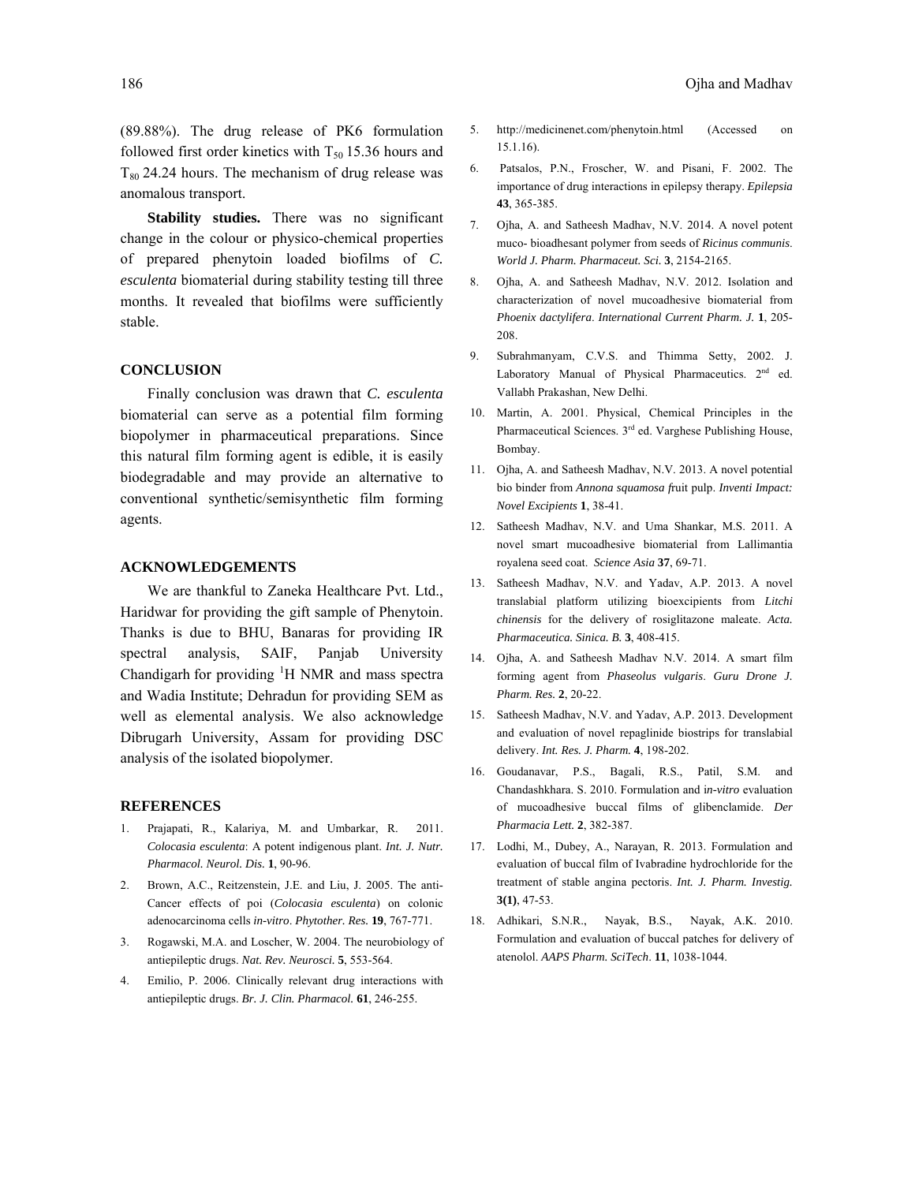(89.88%). The drug release of PK6 formulation followed first order kinetics with $T_{50}$ 15.36 hours and $T_{80}$ 24.24 hours. The mechanism of drug release was anomalous transport.

**Stability studies.** There was no significant change in the colour or physico-chemical properties of prepared phenytoin loaded biofilms of *C. esculenta* biomaterial during stability testing till three months. It revealed that biofilms were sufficiently stable.

## CONCLUSION

Finally conclusion was drawn that *C. esculenta* biomaterial can serve as a potential film forming biopolymer in pharmaceutical preparations. Since this natural film forming agent is edible, it is easily biodegradable and may provide an alternative to conventional synthetic/semisynthetic film forming agents.

## ACKNOWLEDGEMENTS

We are thankful to Zaneka Healthcare Pvt. Ltd., Haridwar for providing the gift sample of Phenytoin. Thanks is due to BHU, Banaras for providing IR spectral analysis, SAIF, Panjab University Chandigarh for providing $^{1}$H NMR and mass spectra and Wadia Institute; Dehradun for providing SEM as well as elemental analysis. We also acknowledge Dibrugarh University, Assam for providing DSC analysis of the isolated biopolymer.

## REFERENCES

1. Prajapati, R., Kalariya, M. and Umbarkar, R. 2011. *Colocasia esculenta*: A potent indigenous plant. *Int. J. Nutr. Pharmacol. Neurol. Dis.* **1**, 90-96.
2. Brown, A.C., Reitzenstein, J.E. and Liu, J. 2005. The anti-Cancer effects of poi (*Colocasia esculenta*) on colonic adenocarcinoma cells *in-vitro*. *Phytother. Res.* **19**, 767-771.
3. Rogawski, M.A. and Loscher, W. 2004. The neurobiology of antiepileptic drugs. *Nat. Rev. Neurosci.* **5**, 553-564.
4. Emilio, P. 2006. Clinically relevant drug interactions with antiepileptic drugs. *Br. J. Clin. Pharmacol.* **61**, 246-255.
5. http://medicinenet.com/phenytoin.html (Accessed on 15.1.16).
6. Patsalos, P.N., Froscher, W. and Pisani, F. 2002. The importance of drug interactions in epilepsy therapy. *Epilepsia* **43**, 365-385.
7. Ojha, A. and Satheesh Madhav, N.V. 2014. A novel potent muco- bioadhesant polymer from seeds of *Ricinus communis*. *World J. Pharm. Pharmaceut. Sci.* **3**, 2154-2165.
8. Ojha, A. and Satheesh Madhav, N.V. 2012. Isolation and characterization of novel mucoadhesive biomaterial from *Phoenix dactylifera*. *International Current Pharm. J.* **1**, 205-208.
9. Subrahmanyam, C.V.S. and Thimma Setty, 2002. J. Laboratory Manual of Physical Pharmaceutics. 2nd ed. Vallabh Prakashan, New Delhi.
10. Martin, A. 2001. Physical, Chemical Principles in the Pharmaceutical Sciences. 3rd ed. Varghese Publishing House, Bombay.
11. Ojha, A. and Satheesh Madhav, N.V. 2013. A novel potential bio binder from *Annona squamosa f*ruit pulp. *Inventi Impact: Novel Excipients* **1**, 38-41.
12. Satheesh Madhav, N.V. and Uma Shankar, M.S. 2011. A novel smart mucoadhesive biomaterial from Lallimantia royalena seed coat. *Science Asia* **37**, 69-71.
13. Satheesh Madhav, N.V. and Yadav, A.P. 2013. A novel translabial platform utilizing bioexcipients from *Litchi chinensis* for the delivery of rosiglitazone maleate. *Acta. Pharmaceutica. Sinica. B.* **3**, 408-415.
14. Ojha, A. and Satheesh Madhav N.V. 2014. A smart film forming agent from *Phaseolus vulgaris*. *Guru Drone J. Pharm. Res.* **2**, 20-22.
15. Satheesh Madhav, N.V. and Yadav, A.P. 2013. Development and evaluation of novel repaglinide biostrips for translabial delivery. *Int. Res. J. Pharm.* **4**, 198-202.
16. Goudanavar, P.S., Bagali, R.S., Patil, S.M. and Chandashkhara. S. 2010. Formulation and *in-vitro* evaluation of mucoadhesive buccal films of glibenclamide. *Der Pharmacia Lett.* **2**, 382-387.
17. Lodhi, M., Dubey, A., Narayan, R. 2013. Formulation and evaluation of buccal film of Ivabradine hydrochloride for the treatment of stable angina pectoris. *Int. J. Pharm. Investig.* **3(1)**, 47-53.
18. Adhikari, S.N.R., Nayak, B.S., Nayak, A.K. 2010. Formulation and evaluation of buccal patches for delivery of atenolol. *AAPS Pharm. SciTech*. **11**, 1038-1044.